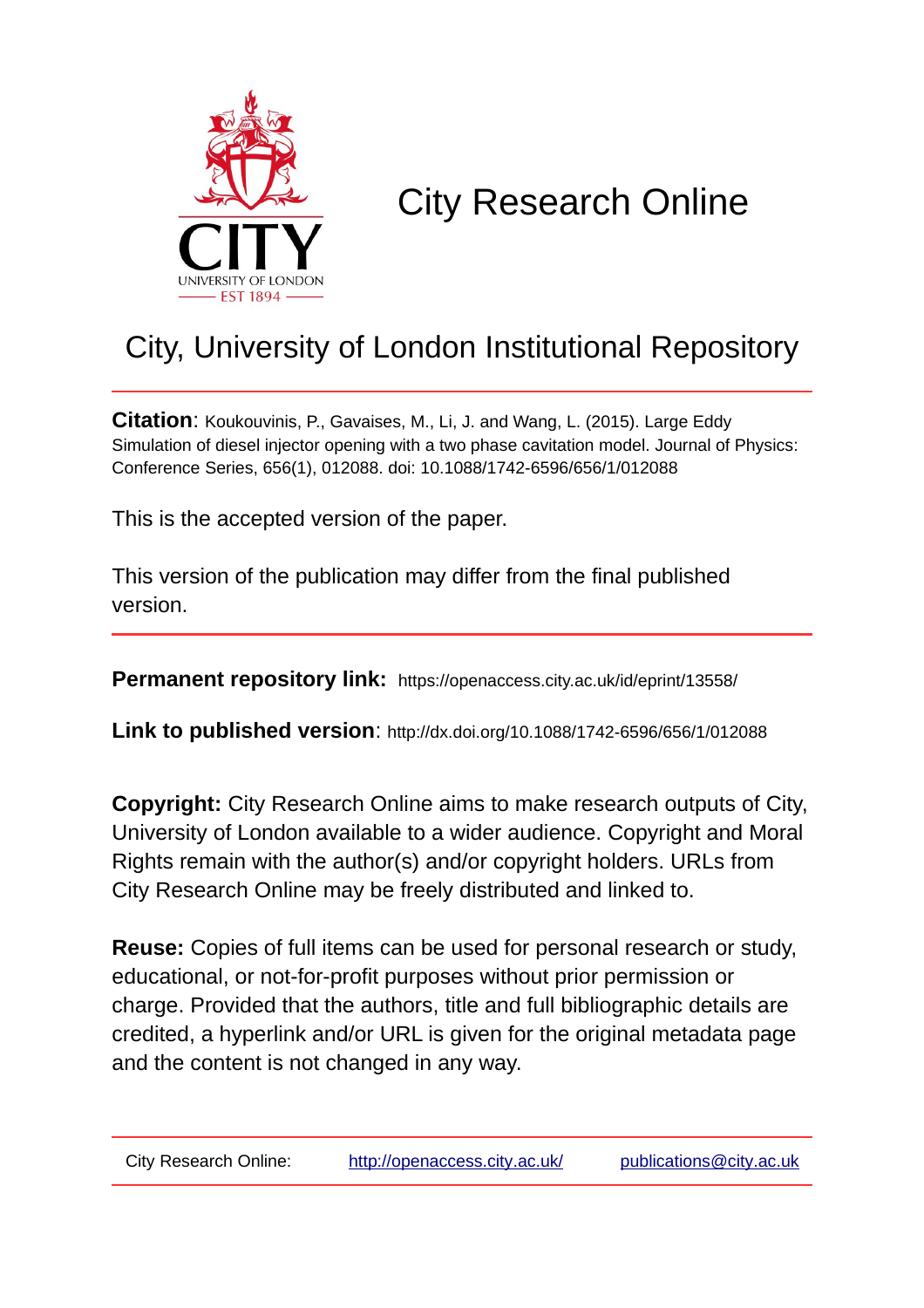CITY
UNIVERSITY OF LONDON
EST 1894

# City Research Online

## City, University of London Institutional Repository

**Citation**: Koukouvinis, P., Gavaises, M., Li, J. and Wang, L. (2015). Large Eddy Simulation of diesel injector opening with a two phase cavitation model. Journal of Physics: Conference Series, 656(1), 012088. doi: 10.1088/1742-6596/656/1/012088

This is the accepted version of the paper.

This version of the publication may differ from the final published version.

**Permanent repository link:** https://openaccess.city.ac.uk/id/eprint/13558/

**Link to published version**: http://dx.doi.org/10.1088/1742-6596/656/1/012088

**Copyright:** City Research Online aims to make research outputs of City, University of London available to a wider audience. Copyright and Moral Rights remain with the author(s) and/or copyright holders. URLs from City Research Online may be freely distributed and linked to.

**Reuse:** Copies of full items can be used for personal research or study, educational, or not-for-profit purposes without prior permission or charge. Provided that the authors, title and full bibliographic details are credited, a hyperlink and/or URL is given for the original metadata page and the content is not changed in any way.

City Research Online: http://openaccess.city.ac.uk/ publications@city.ac.uk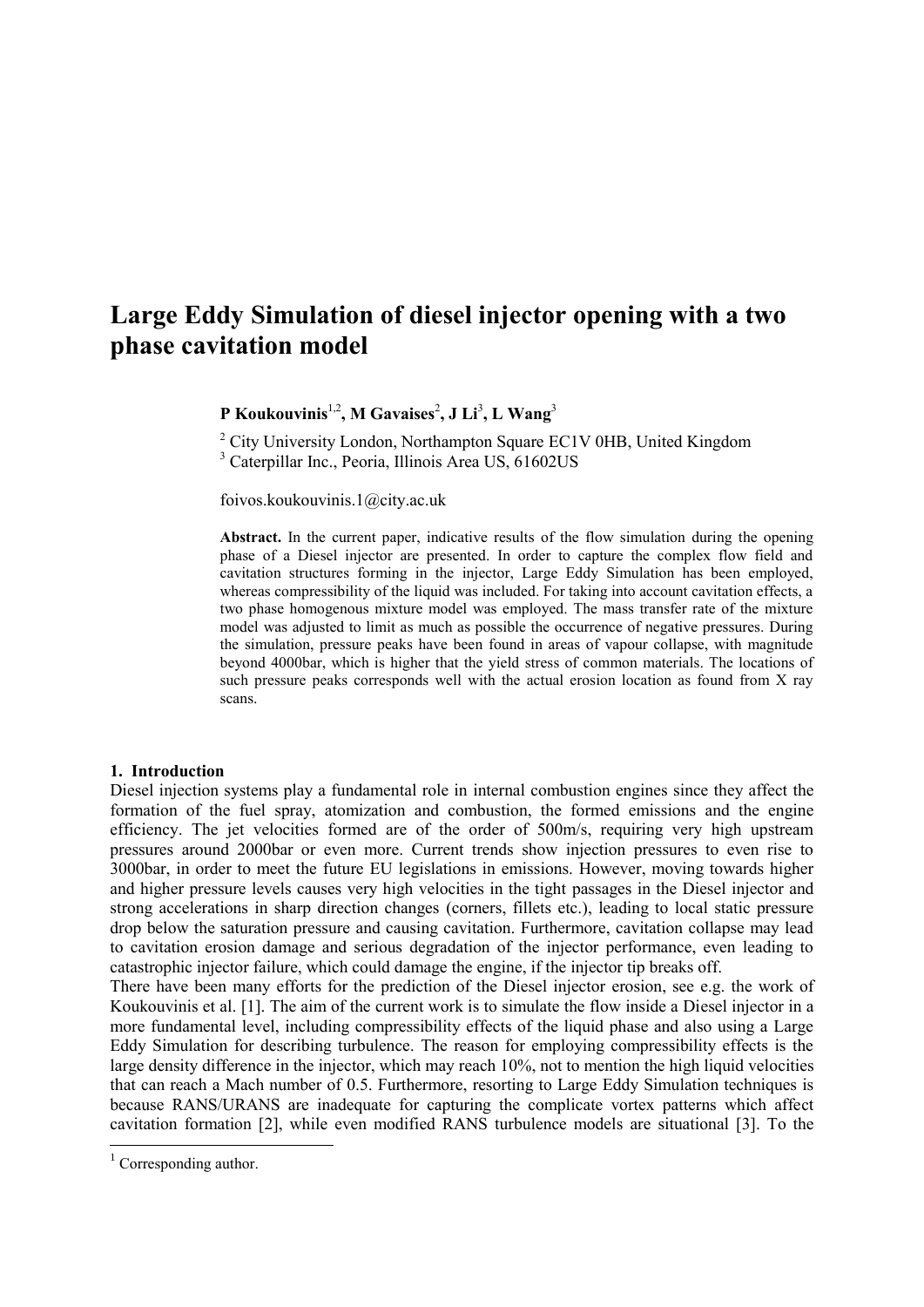# Large Eddy Simulation of diesel injector opening with a two phase cavitation model

**P Koukouvinis**[1,2], **M Gavaises**[2], **J Li**[3], **L Wang**[3]

[2] City University London, Northampton Square EC1V 0HB, United Kingdom
[3] Caterpillar Inc., Peoria, Illinois Area US, 61602US

foivos.koukouvinis.1@city.ac.uk

**Abstract.** In the current paper, indicative results of the flow simulation during the opening phase of a Diesel injector are presented. In order to capture the complex flow field and cavitation structures forming in the injector, Large Eddy Simulation has been employed, whereas compressibility of the liquid was included. For taking into account cavitation effects, a two phase homogenous mixture model was employed. The mass transfer rate of the mixture model was adjusted to limit as much as possible the occurrence of negative pressures. During the simulation, pressure peaks have been found in areas of vapour collapse, with magnitude beyond 4000bar, which is higher that the yield stress of common materials. The locations of such pressure peaks corresponds well with the actual erosion location as found from X ray scans.

## 1. Introduction

Diesel injection systems play a fundamental role in internal combustion engines since they affect the formation of the fuel spray, atomization and combustion, the formed emissions and the engine efficiency. The jet velocities formed are of the order of 500m/s, requiring very high upstream pressures around 2000bar or even more. Current trends show injection pressures to even rise to 3000bar, in order to meet the future EU legislations in emissions. However, moving towards higher and higher pressure levels causes very high velocities in the tight passages in the Diesel injector and strong accelerations in sharp direction changes (corners, fillets etc.), leading to local static pressure drop below the saturation pressure and causing cavitation. Furthermore, cavitation collapse may lead to cavitation erosion damage and serious degradation of the injector performance, even leading to catastrophic injector failure, which could damage the engine, if the injector tip breaks off.

There have been many efforts for the prediction of the Diesel injector erosion, see e.g. the work of Koukouvinis et al. [1]. The aim of the current work is to simulate the flow inside a Diesel injector in a more fundamental level, including compressibility effects of the liquid phase and also using a Large Eddy Simulation for describing turbulence. The reason for employing compressibility effects is the large density difference in the injector, which may reach 10%, not to mention the high liquid velocities that can reach a Mach number of 0.5. Furthermore, resorting to Large Eddy Simulation techniques is because RANS/URANS are inadequate for capturing the complicate vortex patterns which affect cavitation formation [2], while even modified RANS turbulence models are situational [3]. To the

[1] Corresponding author.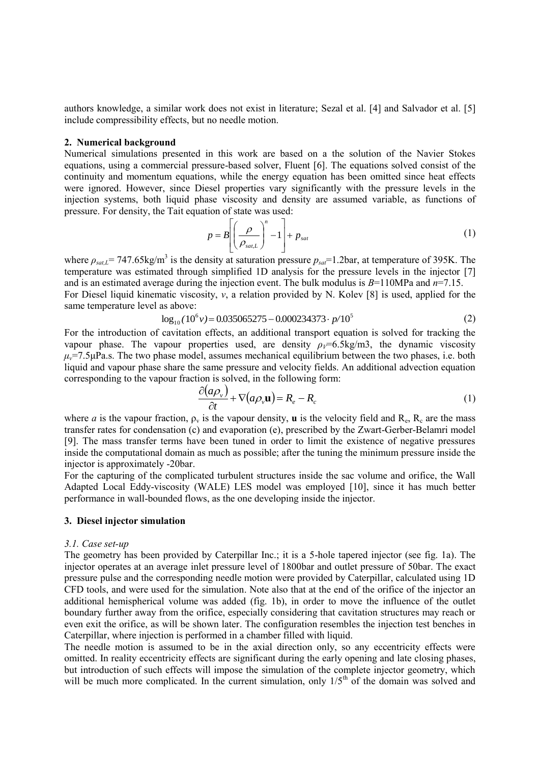authors knowledge, a similar work does not exist in literature; Sezal et al. [4] and Salvador et al. [5] include compressibility effects, but no needle motion.

## 2. Numerical background

Numerical simulations presented in this work are based on a the solution of the Navier Stokes equations, using a commercial pressure-based solver, Fluent [6]. The equations solved consist of the continuity and momentum equations, while the energy equation has been omitted since heat effects were ignored. However, since Diesel properties vary significantly with the pressure levels in the injection systems, both liquid phase viscosity and density are assumed variable, as functions of pressure. For density, the Tait equation of state was used:

$$p = B\left[\left(\frac{\rho}{\rho_{sat,L}}\right)^n - 1\right] + p_{sat} \tag{1}$$

where $\rho_{sat,L}$= 747.65kg/m$^3$ is the density at saturation pressure $p_{sat}$=1.2bar, at temperature of 395K. The temperature was estimated through simplified 1D analysis for the pressure levels in the injector [7] and is an estimated average during the injection event. The bulk modulus is $B$=110MPa and $n$=7.15.

For Diesel liquid kinematic viscosity, $v$, a relation provided by N. Kolev [8] is used, applied for the same temperature level as above:

$$\log_{10}(10^6 v) = 0.035065275 - 0.000234373 \cdot p/10^5 \tag{2}$$

For the introduction of cavitation effects, an additional transport equation is solved for tracking the vapour phase. The vapour properties used, are density $\rho_V$=6.5kg/m3, the dynamic viscosity $\mu_v$=7.5μPa.s. The two phase model, assumes mechanical equilibrium between the two phases, i.e. both liquid and vapour phase share the same pressure and velocity fields. An additional advection equation corresponding to the vapour fraction is solved, in the following form:

$$\frac{\partial(a\rho_v)}{\partial t} + \nabla(a\rho_v\mathbf{u}) = R_e - R_c \tag{1}$$

where $a$ is the vapour fraction, $\rho_v$ is the vapour density, $\mathbf{u}$ is the velocity field and $R_e$, $R_c$ are the mass transfer rates for condensation (c) and evaporation (e), prescribed by the Zwart-Gerber-Belamri model [9]. The mass transfer terms have been tuned in order to limit the existence of negative pressures inside the computational domain as much as possible; after the tuning the minimum pressure inside the injector is approximately -20bar.

For the capturing of the complicated turbulent structures inside the sac volume and orifice, the Wall Adapted Local Eddy-viscosity (WALE) LES model was employed [10], since it has much better performance in wall-bounded flows, as the one developing inside the injector.

## 3. Diesel injector simulation

### 3.1. Case set-up

The geometry has been provided by Caterpillar Inc.; it is a 5-hole tapered injector (see fig. 1a). The injector operates at an average inlet pressure level of 1800bar and outlet pressure of 50bar. The exact pressure pulse and the corresponding needle motion were provided by Caterpillar, calculated using 1D CFD tools, and were used for the simulation. Note also that at the end of the orifice of the injector an additional hemispherical volume was added (fig. 1b), in order to move the influence of the outlet boundary further away from the orifice, especially considering that cavitation structures may reach or even exit the orifice, as will be shown later. The configuration resembles the injection test benches in Caterpillar, where injection is performed in a chamber filled with liquid.

The needle motion is assumed to be in the axial direction only, so any eccentricity effects were omitted. In reality eccentricity effects are significant during the early opening and late closing phases, but introduction of such effects will impose the simulation of the complete injector geometry, which will be much more complicated. In the current simulation, only 1/5$^{th}$ of the domain was solved and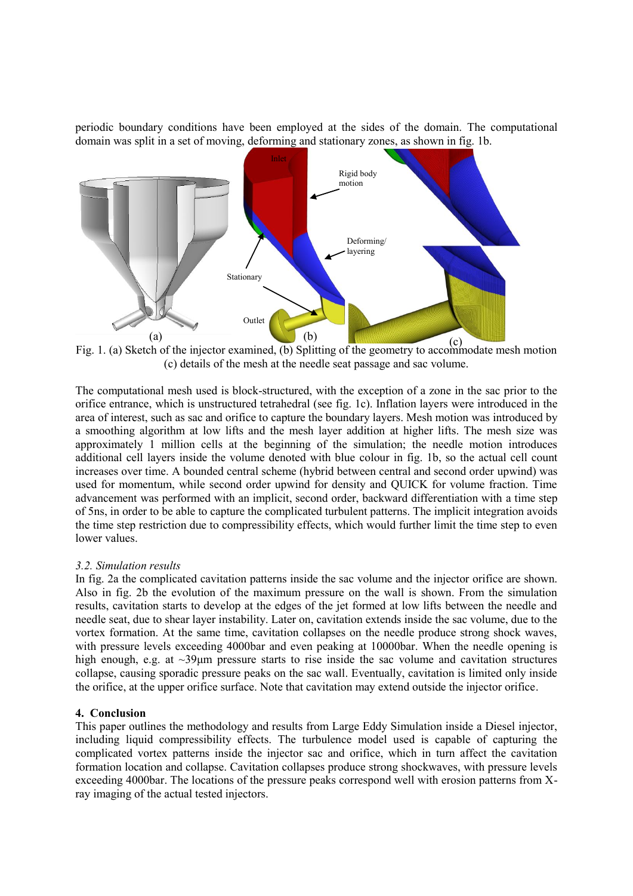periodic boundary conditions have been employed at the sides of the domain. The computational domain was split in a set of moving, deforming and stationary zones, as shown in fig. 1b.

Fig. 1. (a) Sketch of the injector examined, (b) Splitting of the geometry to accommodate mesh motion (c) details of the mesh at the needle seat passage and sac volume.

The computational mesh used is block-structured, with the exception of a zone in the sac prior to the orifice entrance, which is unstructured tetrahedral (see fig. 1c). Inflation layers were introduced in the area of interest, such as sac and orifice to capture the boundary layers. Mesh motion was introduced by a smoothing algorithm at low lifts and the mesh layer addition at higher lifts. The mesh size was approximately 1 million cells at the beginning of the simulation; the needle motion introduces additional cell layers inside the volume denoted with blue colour in fig. 1b, so the actual cell count increases over time. A bounded central scheme (hybrid between central and second order upwind) was used for momentum, while second order upwind for density and QUICK for volume fraction. Time advancement was performed with an implicit, second order, backward differentiation with a time step of 5ns, in order to be able to capture the complicated turbulent patterns. The implicit integration avoids the time step restriction due to compressibility effects, which would further limit the time step to even lower values.

### *3.2. Simulation results*

In fig. 2a the complicated cavitation patterns inside the sac volume and the injector orifice are shown. Also in fig. 2b the evolution of the maximum pressure on the wall is shown. From the simulation results, cavitation starts to develop at the edges of the jet formed at low lifts between the needle and needle seat, due to shear layer instability. Later on, cavitation extends inside the sac volume, due to the vortex formation. At the same time, cavitation collapses on the needle produce strong shock waves, with pressure levels exceeding 4000bar and even peaking at 10000bar. When the needle opening is high enough, e.g. at ~39μm pressure starts to rise inside the sac volume and cavitation structures collapse, causing sporadic pressure peaks on the sac wall. Eventually, cavitation is limited only inside the orifice, at the upper orifice surface. Note that cavitation may extend outside the injector orifice.

## 4. Conclusion

This paper outlines the methodology and results from Large Eddy Simulation inside a Diesel injector, including liquid compressibility effects. The turbulence model used is capable of capturing the complicated vortex patterns inside the injector sac and orifice, which in turn affect the cavitation formation location and collapse. Cavitation collapses produce strong shockwaves, with pressure levels exceeding 4000bar. The locations of the pressure peaks correspond well with erosion patterns from X-ray imaging of the actual tested injectors.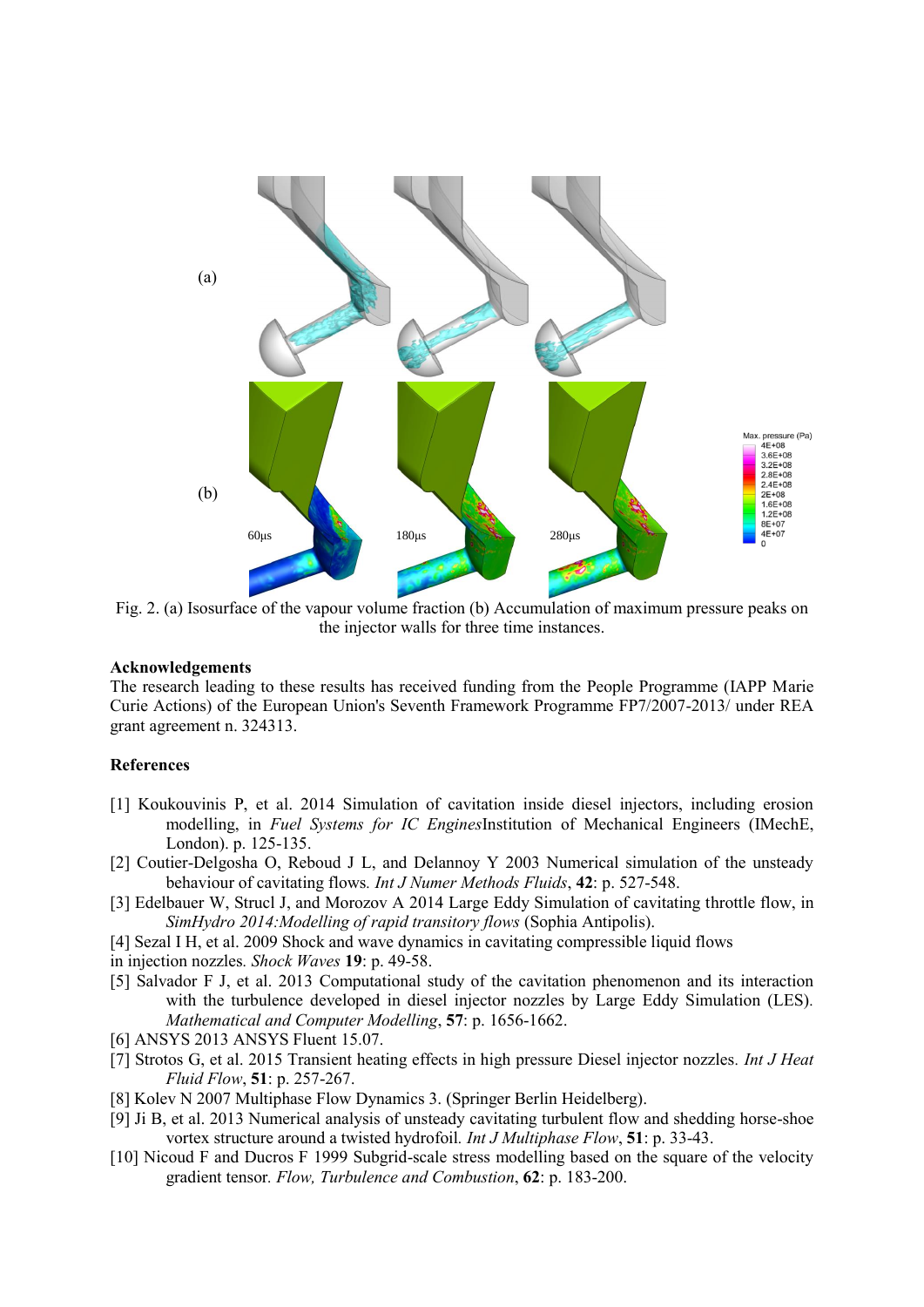(a)

(b)

60μs

180μs

280μs

Max. pressure (Pa)
4E+08
3.6E+08
3.2E+08
2.8E+08
2.4E+08
2E+08
1.6E+08
1.2E+08
8E+07
4E+07
0

Fig. 2. (a) Isosurface of the vapour volume fraction (b) Accumulation of maximum pressure peaks on the injector walls for three time instances.

**Acknowledgements**

The research leading to these results has received funding from the People Programme (IAPP Marie Curie Actions) of the European Union's Seventh Framework Programme FP7/2007-2013/ under REA grant agreement n. 324313.

**References**

[1] Koukouvinis P, et al. 2014 Simulation of cavitation inside diesel injectors, including erosion modelling, in *Fuel Systems for IC Engines*Institution of Mechanical Engineers (IMechE, London). p. 125-135.

[2] Coutier-Delgosha O, Reboud J L, and Delannoy Y 2003 Numerical simulation of the unsteady behaviour of cavitating flows. *Int J Numer Methods Fluids*, **42**: p. 527-548.

[3] Edelbauer W, Strucl J, and Morozov A 2014 Large Eddy Simulation of cavitating throttle flow, in *SimHydro 2014:Modelling of rapid transitory flows* (Sophia Antipolis).

[4] Sezal I H, et al. 2009 Shock and wave dynamics in cavitating compressible liquid flows in injection nozzles. *Shock Waves* **19**: p. 49-58.

[5] Salvador F J, et al. 2013 Computational study of the cavitation phenomenon and its interaction with the turbulence developed in diesel injector nozzles by Large Eddy Simulation (LES). *Mathematical and Computer Modelling*, **57**: p. 1656-1662.

[6] ANSYS 2013 ANSYS Fluent 15.07.

[7] Strotos G, et al. 2015 Transient heating effects in high pressure Diesel injector nozzles. *Int J Heat Fluid Flow*, **51**: p. 257-267.

[8] Kolev N 2007 Multiphase Flow Dynamics 3. (Springer Berlin Heidelberg).

[9] Ji B, et al. 2013 Numerical analysis of unsteady cavitating turbulent flow and shedding horse-shoe vortex structure around a twisted hydrofoil*. Int J Multiphase Flow*, **51**: p. 33-43.

[10] Nicoud F and Ducros F 1999 Subgrid-scale stress modelling based on the square of the velocity gradient tensor. *Flow, Turbulence and Combustion*, **62**: p. 183-200.